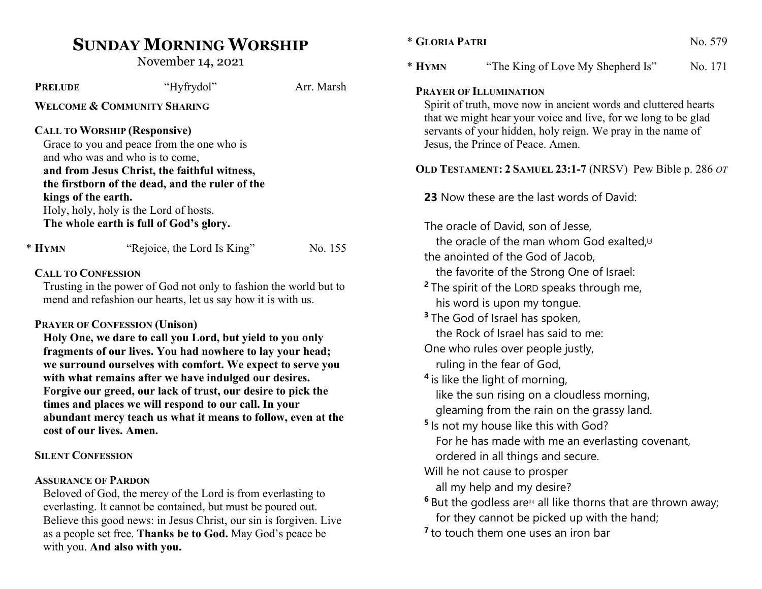# SUNDAY MORNING WORSHIP

November 14, 2021

**PRELUDE** "Hyfrydol" Arr. Marsh

**WELCOME & COMMUNITY SHARING**

**CALL TO WORSHIP (Responsive)**

Grace to you and peace from the one who is
and who was and who is to come,
**and from Jesus Christ, the faithful witness,
the firstborn of the dead, and the ruler of the
kings of the earth.**
Holy, holy, holy is the Lord of hosts.
**The whole earth is full of God's glory.**

\* **HYMN** "Rejoice, the Lord Is King" No. 155

**CALL TO CONFESSION**

Trusting in the power of God not only to fashion the world but to mend and refashion our hearts, let us say how it is with us.

**PRAYER OF CONFESSION (Unison)**

**Holy One, we dare to call you Lord, but yield to you only fragments of our lives. You had nowhere to lay your head; we surround ourselves with comfort. We expect to serve you with what remains after we have indulged our desires. Forgive our greed, our lack of trust, our desire to pick the times and places we will respond to our call. In your abundant mercy teach us what it means to follow, even at the cost of our lives. Amen.**

**SILENT CONFESSION**

**ASSURANCE OF PARDON**

Beloved of God, the mercy of the Lord is from everlasting to everlasting. It cannot be contained, but must be poured out. Believe this good news: in Jesus Christ, our sin is forgiven. Live as a people set free. **Thanks be to God.** May God's peace be with you. **And also with you.**

\* **GLORIA PATRI** No. 579

\* **HYMN** "The King of Love My Shepherd Is" No. 171

**PRAYER OF ILLUMINATION**

Spirit of truth, move now in ancient words and cluttered hearts that we might hear your voice and live, for we long to be glad servants of your hidden, holy reign. We pray in the name of Jesus, the Prince of Peace. Amen.

**OLD TESTAMENT: 2 SAMUEL 23:1-7** (NRSV) Pew Bible p. 286 *OT*

**23** Now these are the last words of David:

The oracle of David, son of Jesse,
the oracle of the man whom God exalted,[a]
the anointed of the God of Jacob,
the favorite of the Strong One of Israel:
[2] The spirit of the LORD speaks through me,
his word is upon my tongue.
[3] The God of Israel has spoken,
the Rock of Israel has said to me:
One who rules over people justly,
ruling in the fear of God,
[4] is like the light of morning,
like the sun rising on a cloudless morning,
gleaming from the rain on the grassy land.
[5] Is not my house like this with God?
For he has made with me an everlasting covenant,
ordered in all things and secure.
Will he not cause to prosper
all my help and my desire?
[6] But the godless are[b] all like thorns that are thrown away;
for they cannot be picked up with the hand;
[7] to touch them one uses an iron bar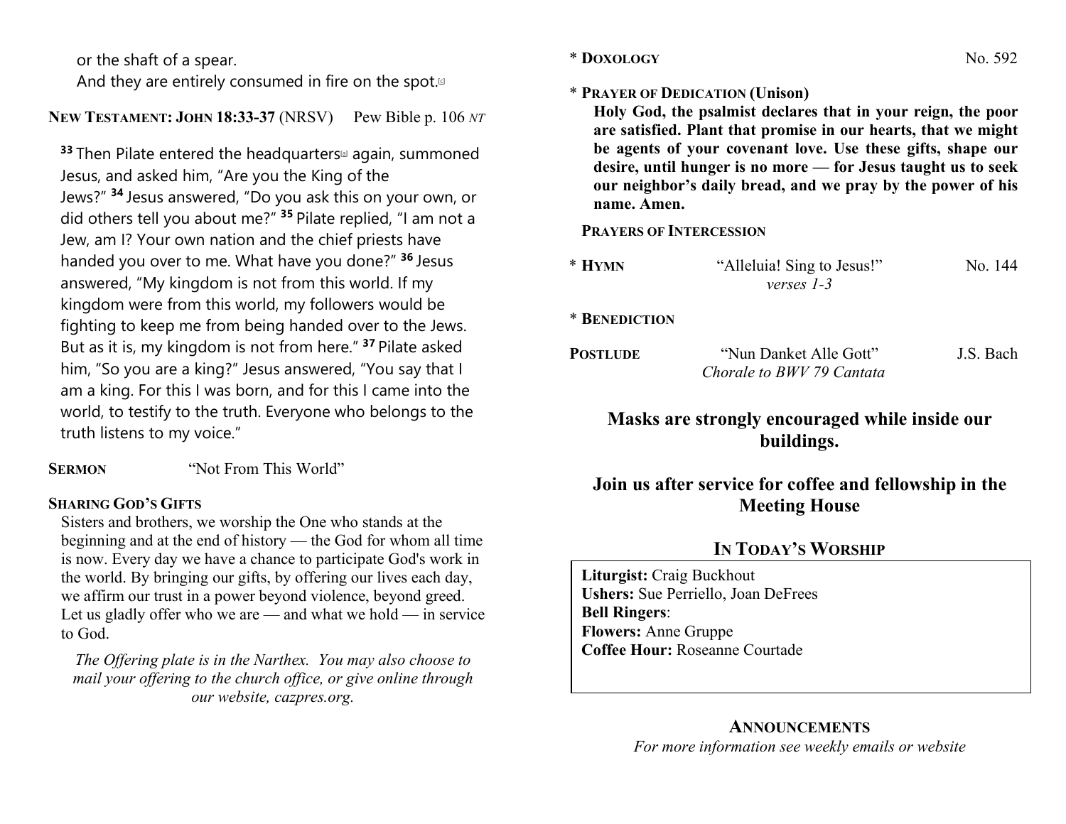or the shaft of a spear.
And they are entirely consumed in fire on the spot.[c]

**NEW TESTAMENT: JOHN 18:33-37** (NRSV) Pew Bible p. 106 *NT*

**33** Then Pilate entered the headquarters[a] again, summoned Jesus, and asked him, "Are you the King of the Jews?" **34** Jesus answered, "Do you ask this on your own, or did others tell you about me?" **35** Pilate replied, "I am not a Jew, am I? Your own nation and the chief priests have handed you over to me. What have you done?" **36** Jesus answered, "My kingdom is not from this world. If my kingdom were from this world, my followers would be fighting to keep me from being handed over to the Jews. But as it is, my kingdom is not from here." **37** Pilate asked him, "So you are a king?" Jesus answered, "You say that I am a king. For this I was born, and for this I came into the world, to testify to the truth. Everyone who belongs to the truth listens to my voice."

**SERMON** "Not From This World"

**SHARING GOD'S GIFTS**

Sisters and brothers, we worship the One who stands at the beginning and at the end of history — the God for whom all time is now. Every day we have a chance to participate God's work in the world. By bringing our gifts, by offering our lives each day, we affirm our trust in a power beyond violence, beyond greed. Let us gladly offer who we are — and what we hold — in service to God.

*The Offering plate is in the Narthex. You may also choose to mail your offering to the church office, or give online through our website, cazpres.org.*

\* **DOXOLOGY** No. 592

\* **PRAYER OF DEDICATION (Unison)**

**Holy God, the psalmist declares that in your reign, the poor are satisfied. Plant that promise in our hearts, that we might be agents of your covenant love. Use these gifts, shape our desire, until hunger is no more — for Jesus taught us to seek our neighbor's daily bread, and we pray by the power of his name. Amen.**

**PRAYERS OF INTERCESSION**

\* **HYMN** "Alleluia! Sing to Jesus!" No. 144
*verses 1-3*

\* **BENEDICTION**

**POSTLUDE** "Nun Danket Alle Gott" J.S. Bach
*Chorale to BWV 79 Cantata*

**Masks are strongly encouraged while inside our buildings.**

**Join us after service for coffee and fellowship in the Meeting House**

## IN TODAY'S WORSHIP

**Liturgist:** Craig Buckhout
**Ushers:** Sue Perriello, Joan DeFrees
**Bell Ringers**:
**Flowers:** Anne Gruppe
**Coffee Hour:** Roseanne Courtade

## ANNOUNCEMENTS

*For more information see weekly emails or website*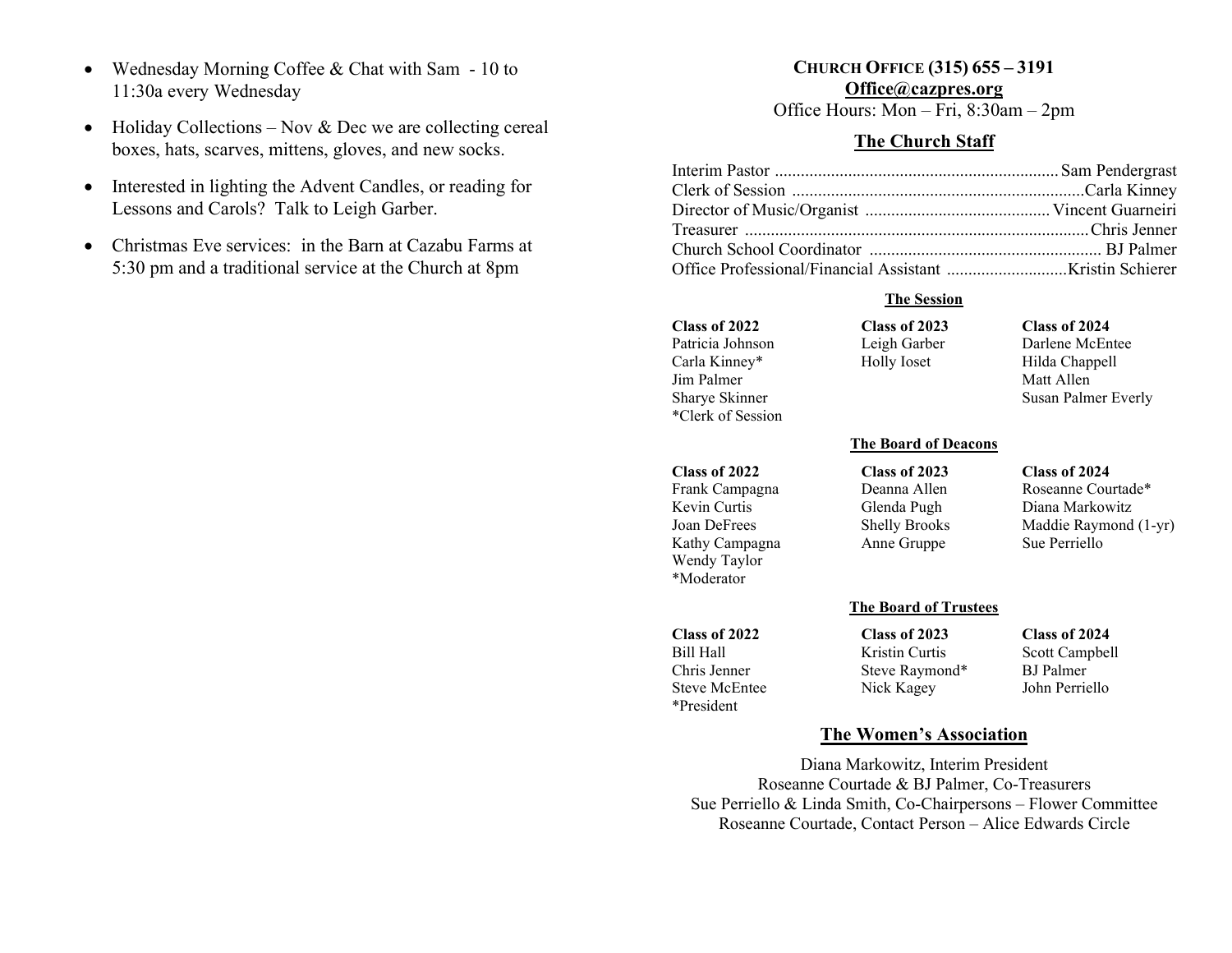- Wednesday Morning Coffee & Chat with Sam - 10 to 11:30a every Wednesday
- Holiday Collections – Nov & Dec we are collecting cereal boxes, hats, scarves, mittens, gloves, and new socks.
- Interested in lighting the Advent Candles, or reading for Lessons and Carols? Talk to Leigh Garber.
- Christmas Eve services: in the Barn at Cazabu Farms at 5:30 pm and a traditional service at the Church at 8pm

**CHURCH OFFICE (315) 655 – 3191**
**Office@cazpres.org**
Office Hours: Mon – Fri, 8:30am – 2pm

## The Church Staff

Interim Pastor .................................................................. Sam Pendergrast
Clerk of Session .................................................................. Carla Kinney
Director of Music/Organist ........................................... Vincent Guarneiri
Treasurer ............................................................................... Chris Jenner
Church School Coordinator ..................................................... BJ Palmer
Office Professional/Financial Assistant ............................Kristin Schierer

### The Session

| Class of 2022 | Class of 2023 | Class of 2024 |
|---|---|---|
| Patricia Johnson | Leigh Garber | Darlene McEntee |
| Carla Kinney* | Holly Ioset | Hilda Chappell |
| Jim Palmer | | Matt Allen |
| Sharye Skinner | | Susan Palmer Everly |
| *Clerk of Session | | |

### The Board of Deacons

| Class of 2022 | Class of 2023 | Class of 2024 |
|---|---|---|
| Frank Campagna | Deanna Allen | Roseanne Courtade* |
| Kevin Curtis | Glenda Pugh | Diana Markowitz |
| Joan DeFrees | Shelly Brooks | Maddie Raymond (1-yr) |
| Kathy Campagna | Anne Gruppe | Sue Perriello |
| Wendy Taylor | | |
| *Moderator | | |

### The Board of Trustees

| Class of 2022 | Class of 2023 | Class of 2024 |
|---|---|---|
| Bill Hall | Kristin Curtis | Scott Campbell |
| Chris Jenner | Steve Raymond* | BJ Palmer |
| Steve McEntee | Nick Kagey | John Perriello |
| *President | | |

## The Women's Association

Diana Markowitz, Interim President
Roseanne Courtade & BJ Palmer, Co-Treasurers
Sue Perriello & Linda Smith, Co-Chairpersons – Flower Committee
Roseanne Courtade, Contact Person – Alice Edwards Circle